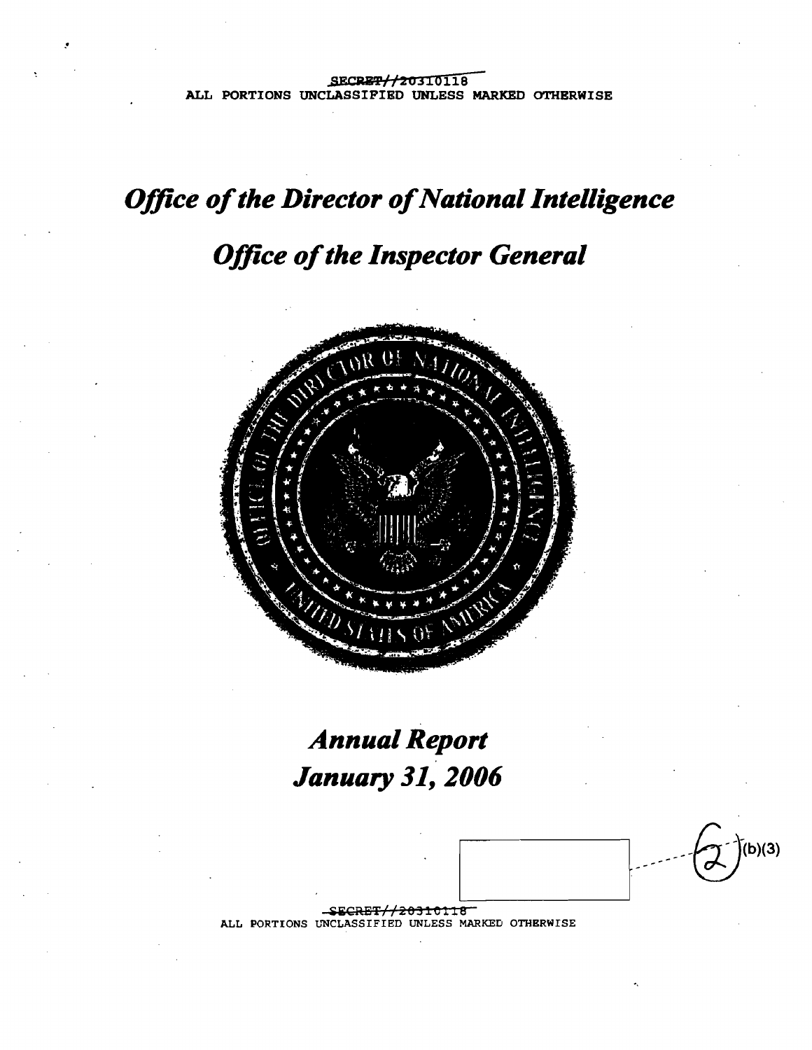SECRET//20310118

ALL PORTIONS UNCLASSIFIED UNLESS MARKED OTHERWISE

# *Office of the Director of National Intelligence*

# *Office of the Inspector General*

## *Annual Report*
## *January 31, 2006*

(b)(3)

SECRET//20310118

ALL PORTIONS UNCLASSIFIED UNLESS MARKED OTHERWISE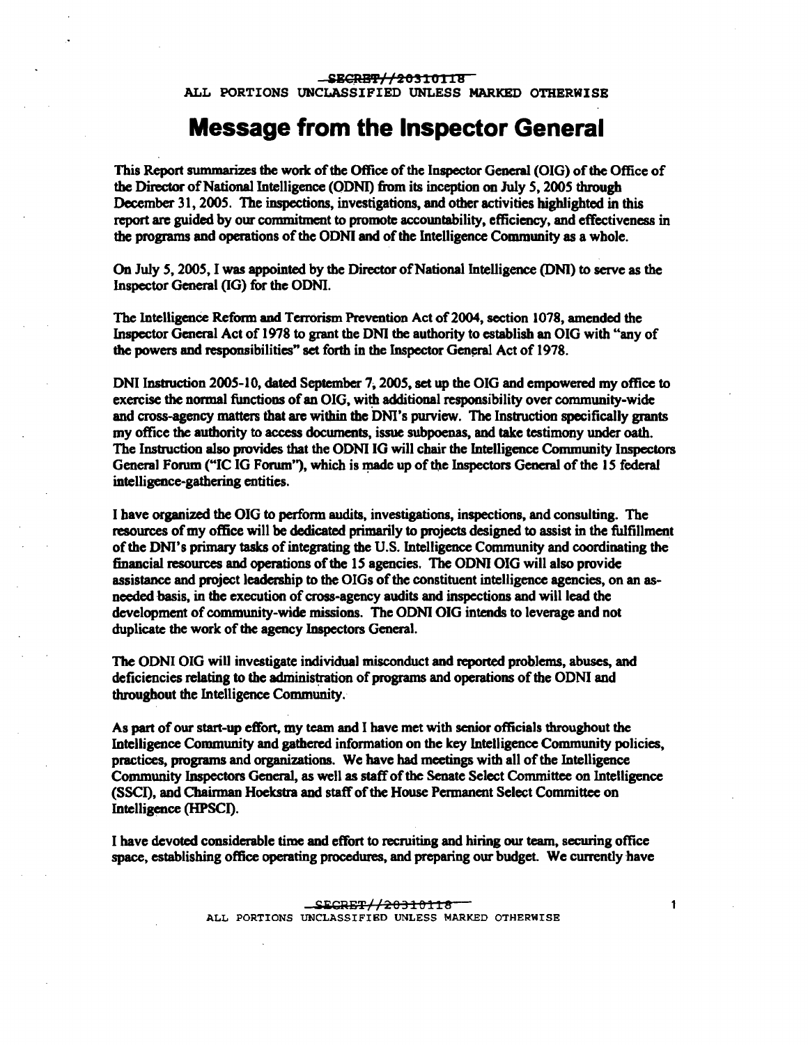# Message from the Inspector General

This Report summarizes the work of the Office of the Inspector General (OIG) of the Office of the Director of National Intelligence (ODNI) from its inception on July 5, 2005 through December 31, 2005. The inspections, investigations, and other activities highlighted in this report are guided by our commitment to promote accountability, efficiency, and effectiveness in the programs and operations of the ODNI and of the Intelligence Community as a whole.

On July 5, 2005, I was appointed by the Director of National Intelligence (DNI) to serve as the Inspector General (IG) for the ODNI.

The Intelligence Reform and Terrorism Prevention Act of 2004, section 1078, amended the Inspector General Act of 1978 to grant the DNI the authority to establish an OIG with "any of the powers and responsibilities" set forth in the Inspector General Act of 1978.

DNI Instruction 2005-10, dated September 7, 2005, set up the OIG and empowered my office to exercise the normal functions of an OIG, with additional responsibility over community-wide and cross-agency matters that are within the DNI's purview. The Instruction specifically grants my office the authority to access documents, issue subpoenas, and take testimony under oath. The Instruction also provides that the ODNI IG will chair the Intelligence Community Inspectors General Forum ("IC IG Forum"), which is made up of the Inspectors General of the 15 federal intelligence-gathering entities.

I have organized the OIG to perform audits, investigations, inspections, and consulting. The resources of my office will be dedicated primarily to projects designed to assist in the fulfillment of the DNI's primary tasks of integrating the U.S. Intelligence Community and coordinating the financial resources and operations of the 15 agencies. The ODNI OIG will also provide assistance and project leadership to the OIGs of the constituent intelligence agencies, on an as-needed basis, in the execution of cross-agency audits and inspections and will lead the development of community-wide missions. The ODNI OIG intends to leverage and not duplicate the work of the agency Inspectors General.

The ODNI OIG will investigate individual misconduct and reported problems, abuses, and deficiencies relating to the administration of programs and operations of the ODNI and throughout the Intelligence Community.

As part of our start-up effort, my team and I have met with senior officials throughout the Intelligence Community and gathered information on the key Intelligence Community policies, practices, programs and organizations. We have had meetings with all of the Intelligence Community Inspectors General, as well as staff of the Senate Select Committee on Intelligence (SSCI), and Chairman Hoekstra and staff of the House Permanent Select Committee on Intelligence (HPSCI).

I have devoted considerable time and effort to recruiting and hiring our team, securing office space, establishing office operating procedures, and preparing our budget. We currently have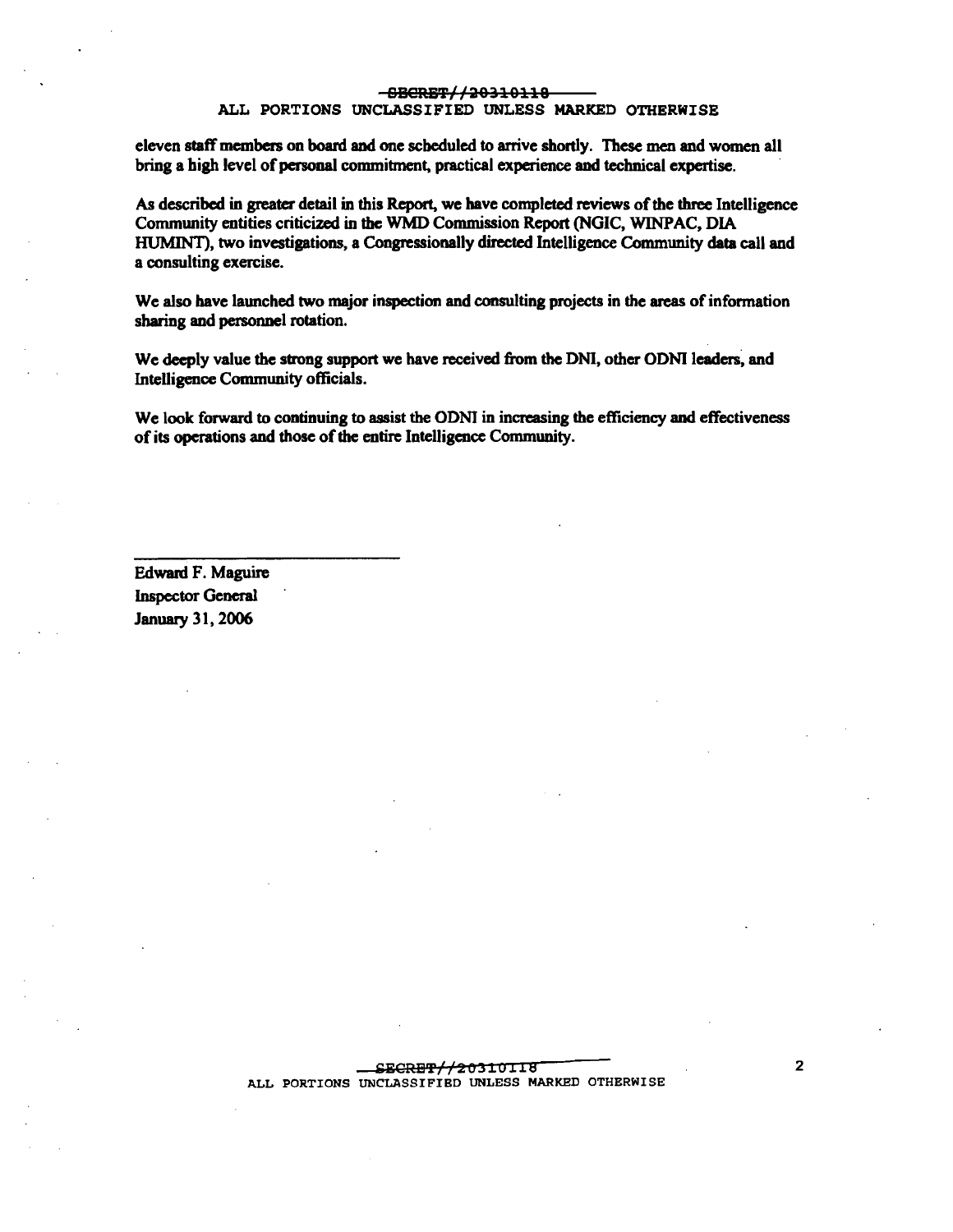eleven staff members on board and one scheduled to arrive shortly. These men and women all bring a high level of personal commitment, practical experience and technical expertise.

As described in greater detail in this Report, we have completed reviews of the three Intelligence Community entities criticized in the WMD Commission Report (NGIC, WINPAC, DIA HUMINT), two investigations, a Congressionally directed Intelligence Community data call and a consulting exercise.

We also have launched two major inspection and consulting projects in the areas of information sharing and personnel rotation.

We deeply value the strong support we have received from the DNI, other ODNI leaders, and Intelligence Community officials.

We look forward to continuing to assist the ODNI in increasing the efficiency and effectiveness of its operations and those of the entire Intelligence Community.

Edward F. Maguire
Inspector General
January 31, 2006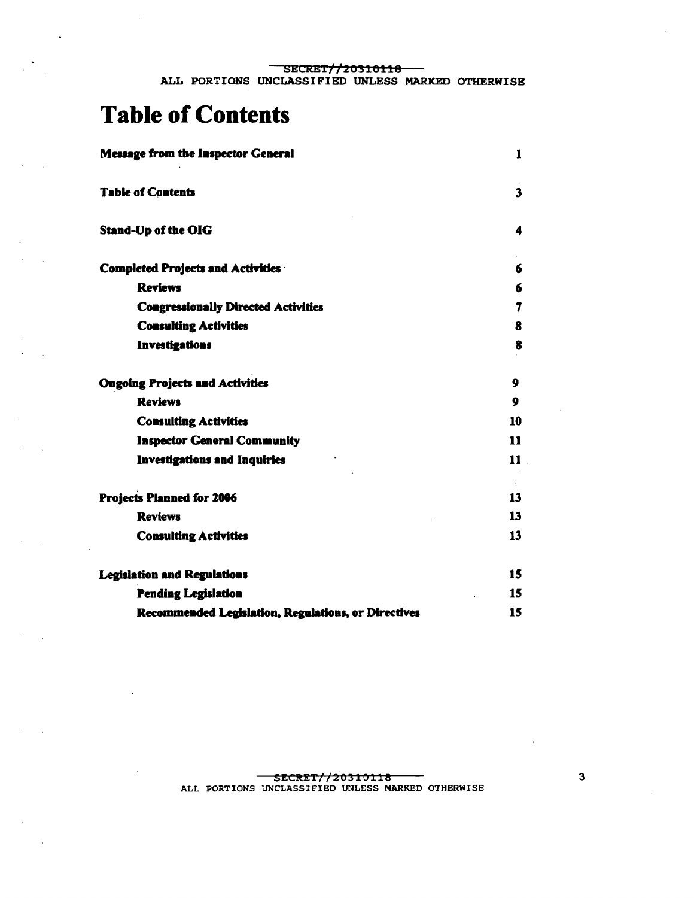# Table of Contents

| | |
|---|---|
| **Message from the Inspector General** | **1** |
| **Table of Contents** | **3** |
| **Stand-Up of the OIG** | **4** |
| **Completed Projects and Activities** | **6** |
| &nbsp;&nbsp;&nbsp;&nbsp;**Reviews** | **6** |
| &nbsp;&nbsp;&nbsp;&nbsp;**Congressionally Directed Activities** | **7** |
| &nbsp;&nbsp;&nbsp;&nbsp;**Consulting Activities** | **8** |
| &nbsp;&nbsp;&nbsp;&nbsp;**Investigations** | **8** |
| **Ongoing Projects and Activities** | **9** |
| &nbsp;&nbsp;&nbsp;&nbsp;**Reviews** | **9** |
| &nbsp;&nbsp;&nbsp;&nbsp;**Consulting Activities** | **10** |
| &nbsp;&nbsp;&nbsp;&nbsp;**Inspector General Community** | **11** |
| &nbsp;&nbsp;&nbsp;&nbsp;**Investigations and Inquiries** | **11** |
| **Projects Planned for 2006** | **13** |
| &nbsp;&nbsp;&nbsp;&nbsp;**Reviews** | **13** |
| &nbsp;&nbsp;&nbsp;&nbsp;**Consulting Activities** | **13** |
| **Legislation and Regulations** | **15** |
| &nbsp;&nbsp;&nbsp;&nbsp;**Pending Legislation** | **15** |
| &nbsp;&nbsp;&nbsp;&nbsp;**Recommended Legislation, Regulations, or Directives** | **15** |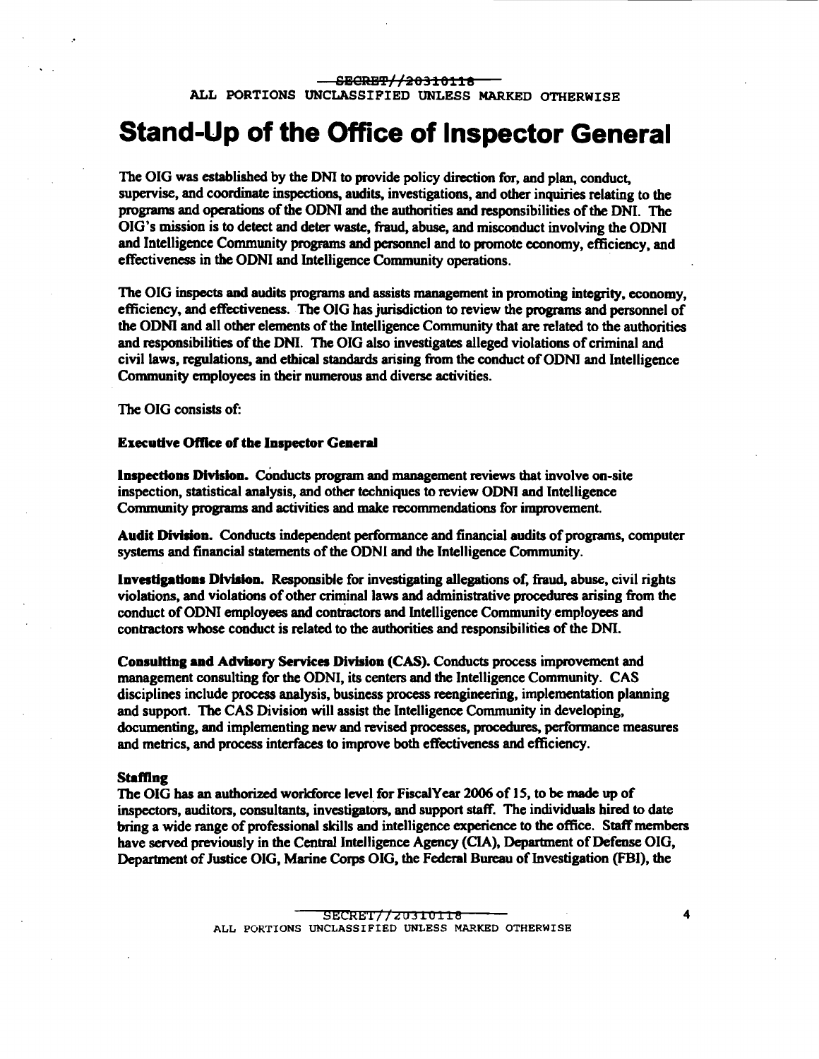# Stand-Up of the Office of Inspector General

The OIG was established by the DNI to provide policy direction for, and plan, conduct, supervise, and coordinate inspections, audits, investigations, and other inquiries relating to the programs and operations of the ODNI and the authorities and responsibilities of the DNI. The OIG's mission is to detect and deter waste, fraud, abuse, and misconduct involving the ODNI and Intelligence Community programs and personnel and to promote economy, efficiency, and effectiveness in the ODNI and Intelligence Community operations.

The OIG inspects and audits programs and assists management in promoting integrity, economy, efficiency, and effectiveness. The OIG has jurisdiction to review the programs and personnel of the ODNI and all other elements of the Intelligence Community that are related to the authorities and responsibilities of the DNI. The OIG also investigates alleged violations of criminal and civil laws, regulations, and ethical standards arising from the conduct of ODNI and Intelligence Community employees in their numerous and diverse activities.

The OIG consists of:

**Executive Office of the Inspector General**

**Inspections Division.** Conducts program and management reviews that involve on-site inspection, statistical analysis, and other techniques to review ODNI and Intelligence Community programs and activities and make recommendations for improvement.

**Audit Division.** Conducts independent performance and financial audits of programs, computer systems and financial statements of the ODNI and the Intelligence Community.

**Investigations Division.** Responsible for investigating allegations of, fraud, abuse, civil rights violations, and violations of other criminal laws and administrative procedures arising from the conduct of ODNI employees and contractors and Intelligence Community employees and contractors whose conduct is related to the authorities and responsibilities of the DNI.

**Consulting and Advisory Services Division (CAS).** Conducts process improvement and management consulting for the ODNI, its centers and the Intelligence Community. CAS disciplines include process analysis, business process reengineering, implementation planning and support. The CAS Division will assist the Intelligence Community in developing, documenting, and implementing new and revised processes, procedures, performance measures and metrics, and process interfaces to improve both effectiveness and efficiency.

**Staffing**

The OIG has an authorized workforce level for FiscalYear 2006 of 15, to be made up of inspectors, auditors, consultants, investigators, and support staff. The individuals hired to date bring a wide range of professional skills and intelligence experience to the office. Staff members have served previously in the Central Intelligence Agency (CIA), Department of Defense OIG, Department of Justice OIG, Marine Corps OIG, the Federal Bureau of Investigation (FBI), the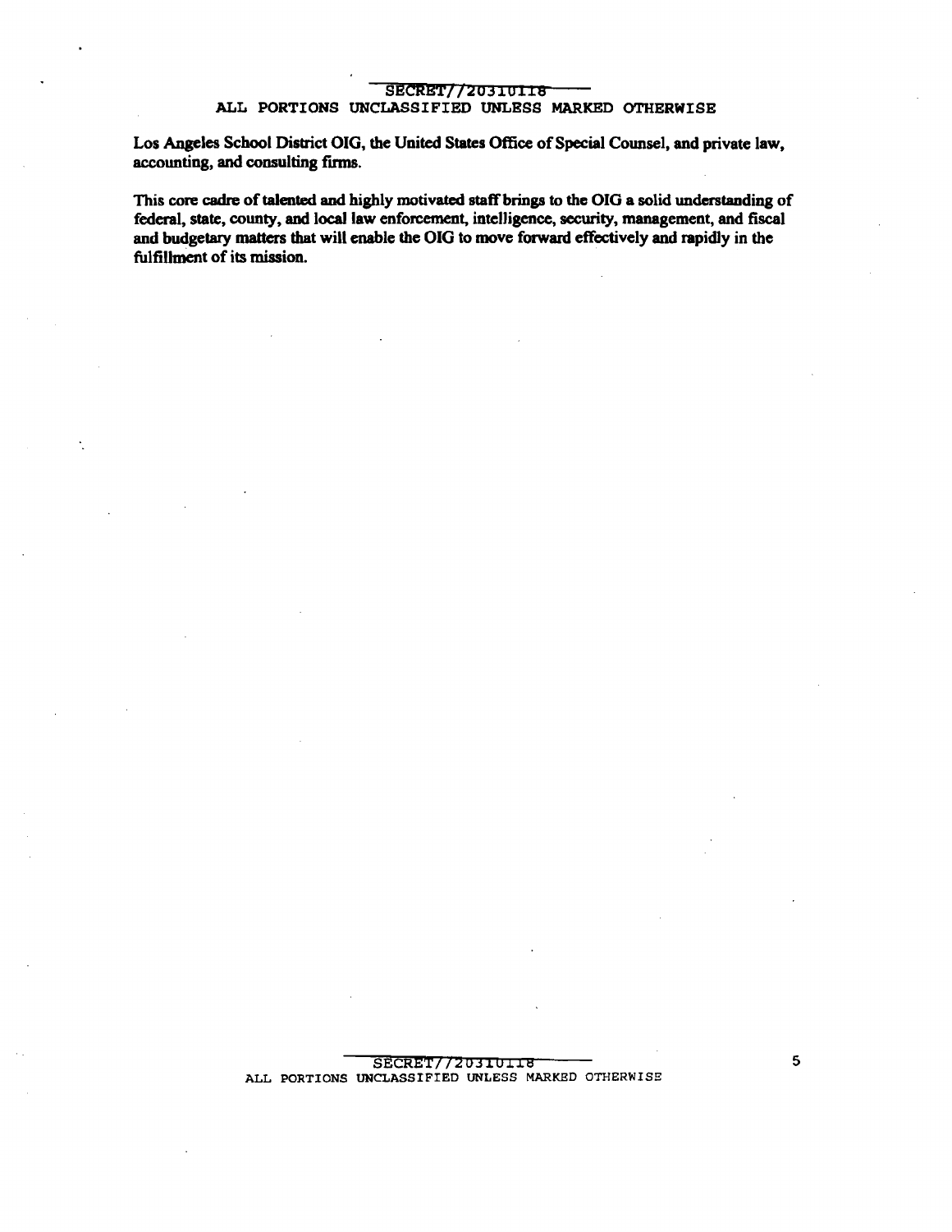Los Angeles School District OIG, the United States Office of Special Counsel, and private law, accounting, and consulting firms.

This core cadre of talented and highly motivated staff brings to the OIG a solid understanding of federal, state, county, and local law enforcement, intelligence, security, management, and fiscal and budgetary matters that will enable the OIG to move forward effectively and rapidly in the fulfillment of its mission.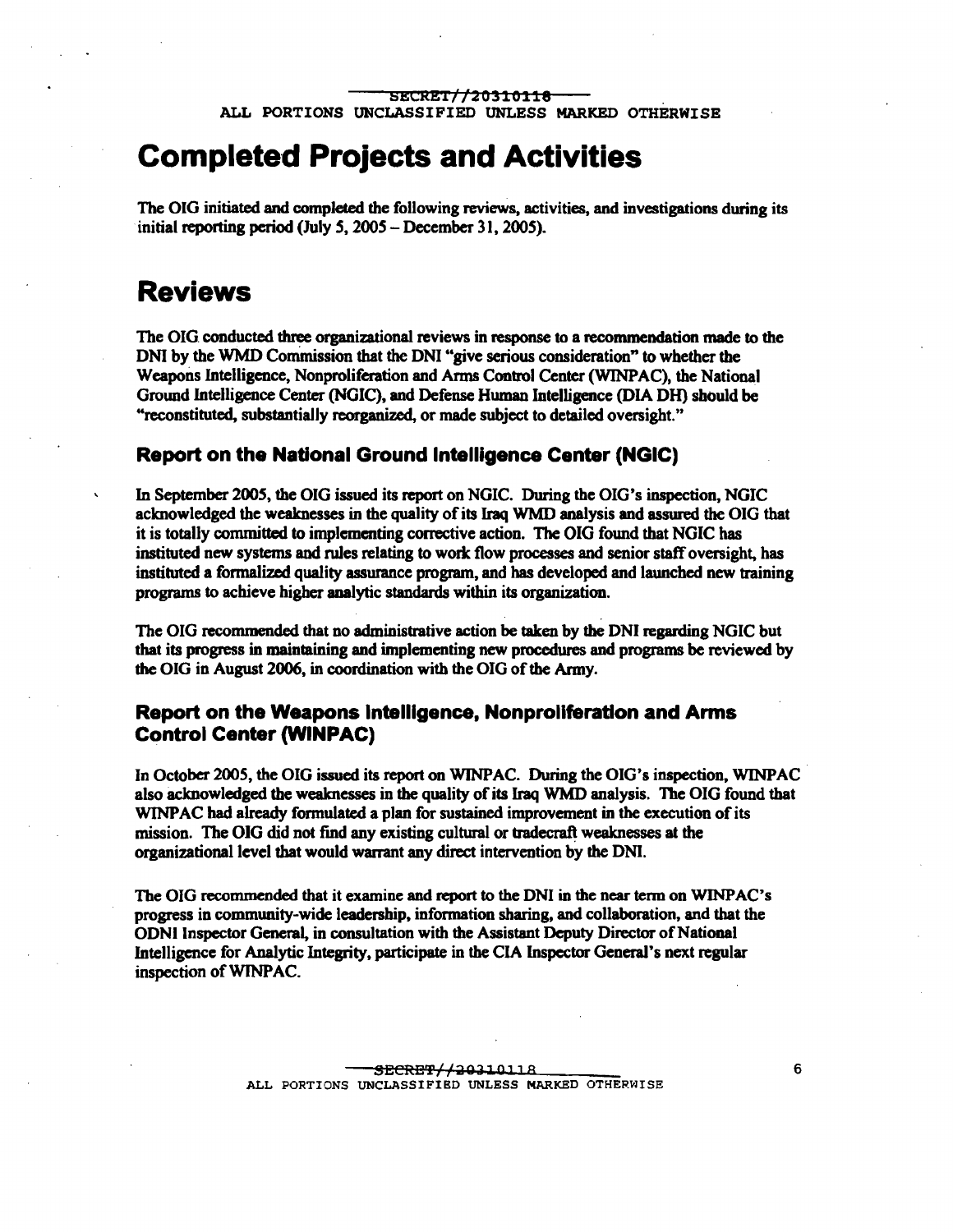# Completed Projects and Activities

The OIG initiated and completed the following reviews, activities, and investigations during its initial reporting period (July 5, 2005 – December 31, 2005).

# Reviews

The OIG conducted three organizational reviews in response to a recommendation made to the DNI by the WMD Commission that the DNI "give serious consideration" to whether the Weapons Intelligence, Nonproliferation and Arms Control Center (WINPAC), the National Ground Intelligence Center (NGIC), and Defense Human Intelligence (DIA DH) should be "reconstituted, substantially reorganized, or made subject to detailed oversight."

### Report on the National Ground Intelligence Center (NGIC)

In September 2005, the OIG issued its report on NGIC. During the OIG's inspection, NGIC acknowledged the weaknesses in the quality of its Iraq WMD analysis and assured the OIG that it is totally committed to implementing corrective action. The OIG found that NGIC has instituted new systems and rules relating to work flow processes and senior staff oversight, has instituted a formalized quality assurance program, and has developed and launched new training programs to achieve higher analytic standards within its organization.

The OIG recommended that no administrative action be taken by the DNI regarding NGIC but that its progress in maintaining and implementing new procedures and programs be reviewed by the OIG in August 2006, in coordination with the OIG of the Army.

### Report on the Weapons Intelligence, Nonproliferation and Arms Control Center (WINPAC)

In October 2005, the OIG issued its report on WINPAC. During the OIG's inspection, WINPAC also acknowledged the weaknesses in the quality of its Iraq WMD analysis. The OIG found that WINPAC had already formulated a plan for sustained improvement in the execution of its mission. The OIG did not find any existing cultural or tradecraft weaknesses at the organizational level that would warrant any direct intervention by the DNI.

The OIG recommended that it examine and report to the DNI in the near term on WINPAC's progress in community-wide leadership, information sharing, and collaboration, and that the ODNI Inspector General, in consultation with the Assistant Deputy Director of National Intelligence for Analytic Integrity, participate in the CIA Inspector General's next regular inspection of WINPAC.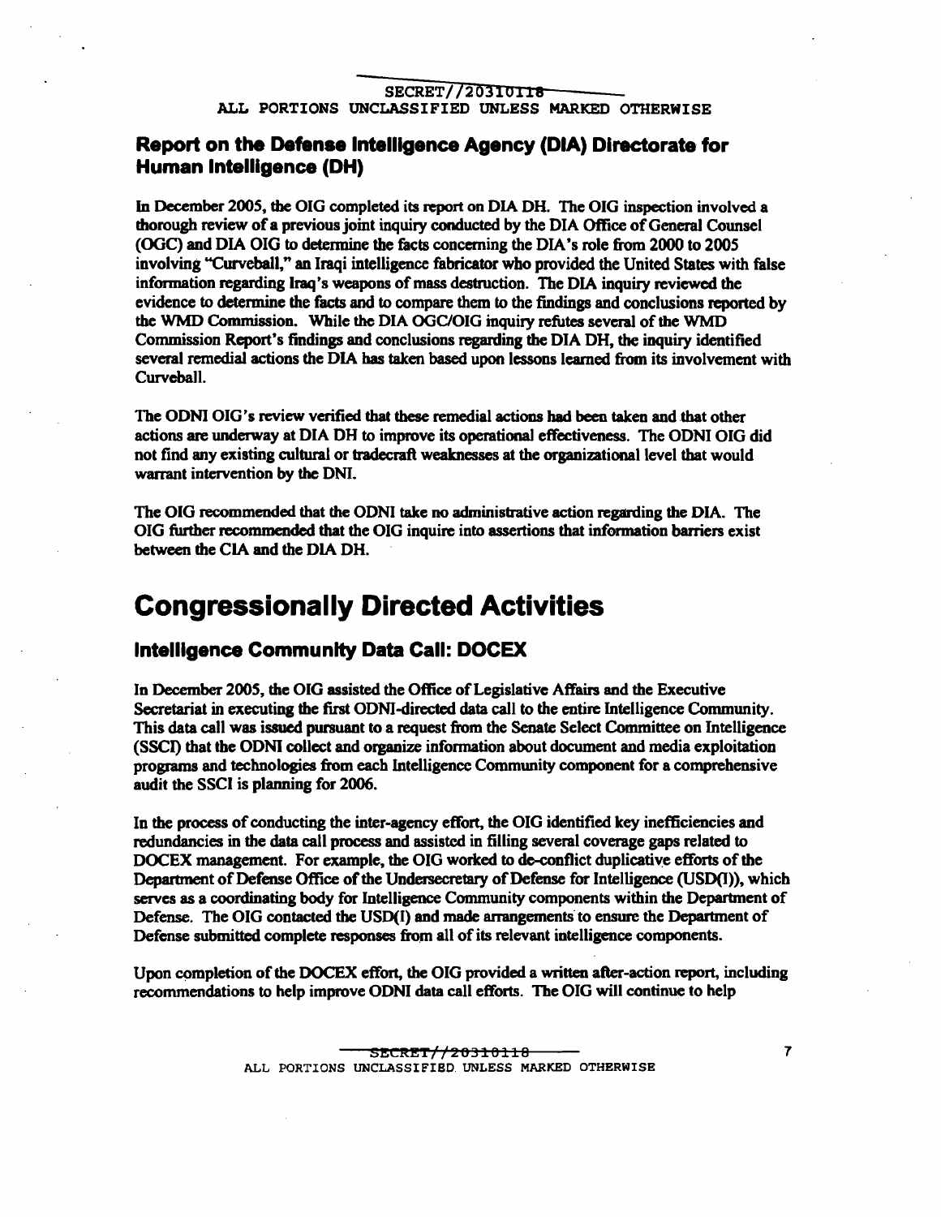## Report on the Defense Intelligence Agency (DIA) Directorate for Human Intelligence (DH)

In December 2005, the OIG completed its report on DIA DH. The OIG inspection involved a thorough review of a previous joint inquiry conducted by the DIA Office of General Counsel (OGC) and DIA OIG to determine the facts concerning the DIA's role from 2000 to 2005 involving "Curveball," an Iraqi intelligence fabricator who provided the United States with false information regarding Iraq's weapons of mass destruction. The DIA inquiry reviewed the evidence to determine the facts and to compare them to the findings and conclusions reported by the WMD Commission. While the DIA OGC/OIG inquiry refutes several of the WMD Commission Report's findings and conclusions regarding the DIA DH, the inquiry identified several remedial actions the DIA has taken based upon lessons learned from its involvement with Curveball.

The ODNI OIG's review verified that these remedial actions had been taken and that other actions are underway at DIA DH to improve its operational effectiveness. The ODNI OIG did not find any existing cultural or tradecraft weaknesses at the organizational level that would warrant intervention by the DNI.

The OIG recommended that the ODNI take no administrative action regarding the DIA. The OIG further recommended that the OIG inquire into assertions that information barriers exist between the CIA and the DIA DH.

# Congressionally Directed Activities

## Intelligence Community Data Call: DOCEX

In December 2005, the OIG assisted the Office of Legislative Affairs and the Executive Secretariat in executing the first ODNI-directed data call to the entire Intelligence Community. This data call was issued pursuant to a request from the Senate Select Committee on Intelligence (SSCI) that the ODNI collect and organize information about document and media exploitation programs and technologies from each Intelligence Community component for a comprehensive audit the SSCI is planning for 2006.

In the process of conducting the inter-agency effort, the OIG identified key inefficiencies and redundancies in the data call process and assisted in filling several coverage gaps related to DOCEX management. For example, the OIG worked to de-conflict duplicative efforts of the Department of Defense Office of the Undersecretary of Defense for Intelligence (USD(I)), which serves as a coordinating body for Intelligence Community components within the Department of Defense. The OIG contacted the USD(I) and made arrangements to ensure the Department of Defense submitted complete responses from all of its relevant intelligence components.

Upon completion of the DOCEX effort, the OIG provided a written after-action report, including recommendations to help improve ODNI data call efforts. The OIG will continue to help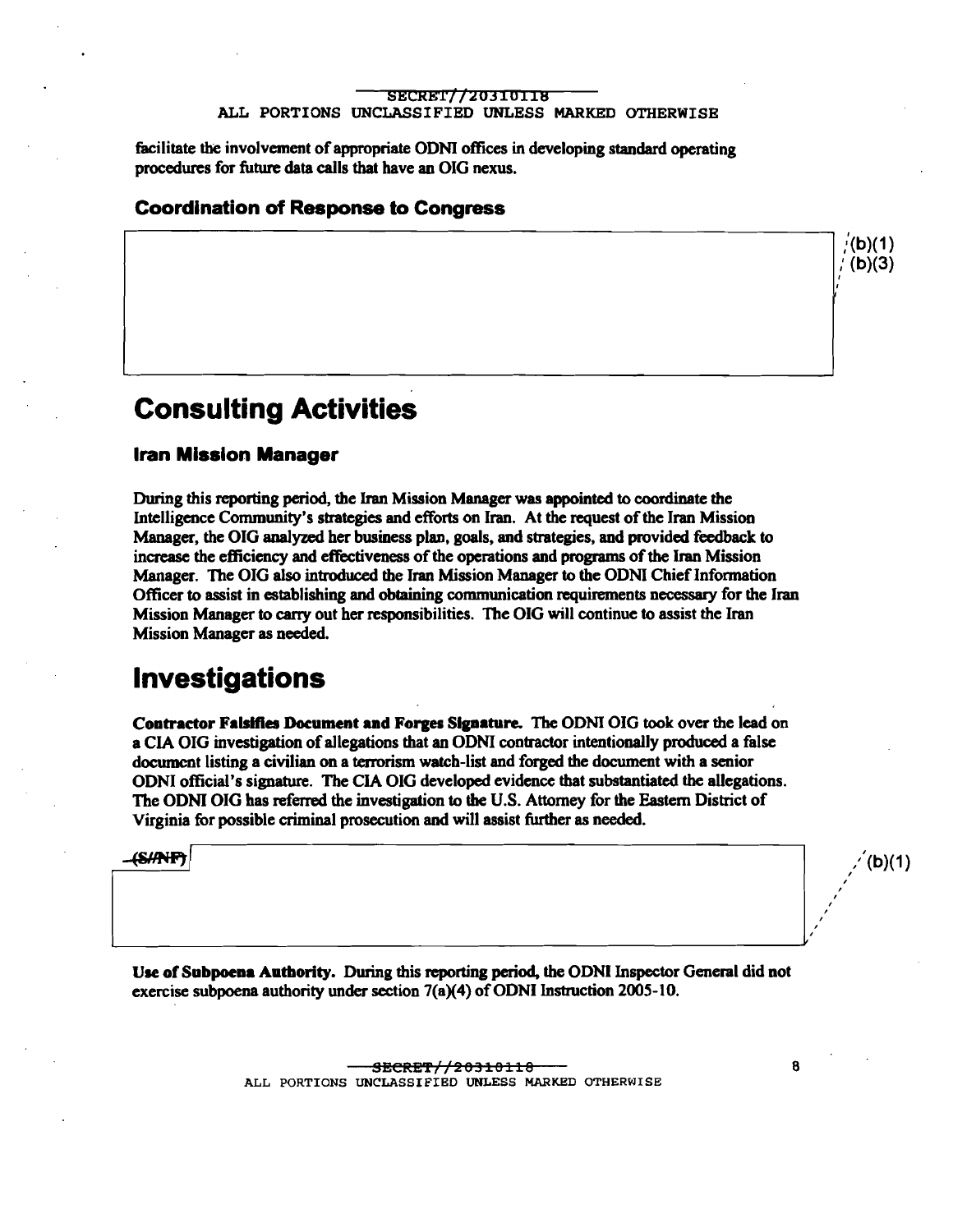facilitate the involvement of appropriate ODNI offices in developing standard operating procedures for future data calls that have an OIG nexus.

### Coordination of Response to Congress

(b)(1)
(b)(3)

# Consulting Activities

### Iran Mission Manager

During this reporting period, the Iran Mission Manager was appointed to coordinate the Intelligence Community's strategies and efforts on Iran. At the request of the Iran Mission Manager, the OIG analyzed her business plan, goals, and strategies, and provided feedback to increase the efficiency and effectiveness of the operations and programs of the Iran Mission Manager. The OIG also introduced the Iran Mission Manager to the ODNI Chief Information Officer to assist in establishing and obtaining communication requirements necessary for the Iran Mission Manager to carry out her responsibilities. The OIG will continue to assist the Iran Mission Manager as needed.

# Investigations

**Contractor Falsifies Document and Forges Signature.** The ODNI OIG took over the lead on a CIA OIG investigation of allegations that an ODNI contractor intentionally produced a false document listing a civilian on a terrorism watch-list and forged the document with a senior ODNI official's signature. The CIA OIG developed evidence that substantiated the allegations. The ODNI OIG has referred the investigation to the U.S. Attorney for the Eastern District of Virginia for possible criminal prosecution and will assist further as needed.

~~(S//NF)~~

(b)(1)

**Use of Subpoena Authority.** During this reporting period, the ODNI Inspector General did not exercise subpoena authority under section 7(a)(4) of ODNI Instruction 2005-10.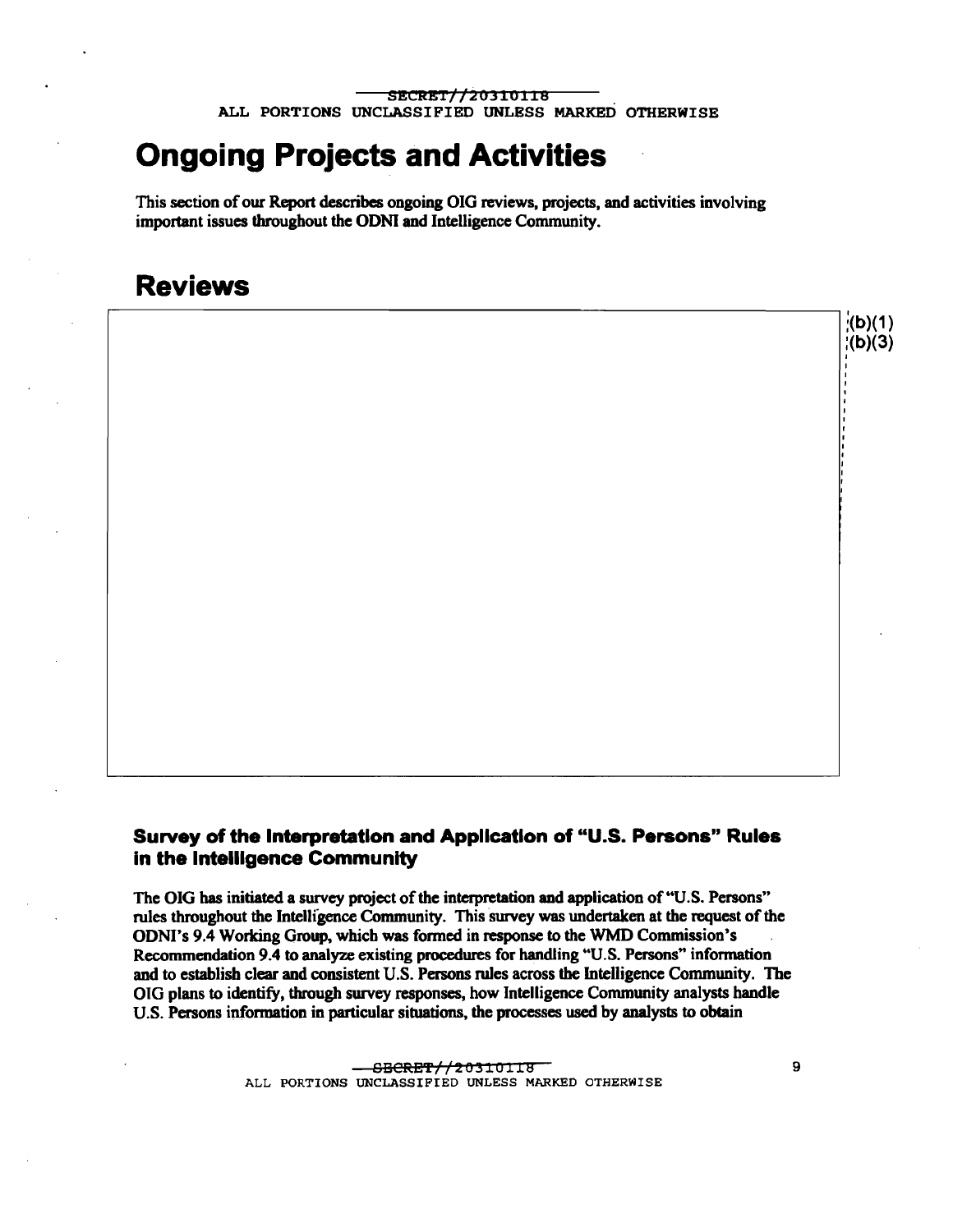# Ongoing Projects and Activities

**This section of our Report describes ongoing OIG reviews, projects, and activities involving important issues throughout the ODNI and Intelligence Community.**

## Reviews

(b)(1)
(b)(3)

### Survey of the Interpretation and Application of "U.S. Persons" Rules in the Intelligence Community

The OIG has initiated a survey project of the interpretation and application of "U.S. Persons" rules throughout the Intelligence Community. This survey was undertaken at the request of the ODNI's 9.4 Working Group, which was formed in response to the WMD Commission's Recommendation 9.4 to analyze existing procedures for handling "U.S. Persons" information and to establish clear and consistent U.S. Persons rules across the Intelligence Community. The OIG plans to identify, through survey responses, how Intelligence Community analysts handle U.S. Persons information in particular situations, the processes used by analysts to obtain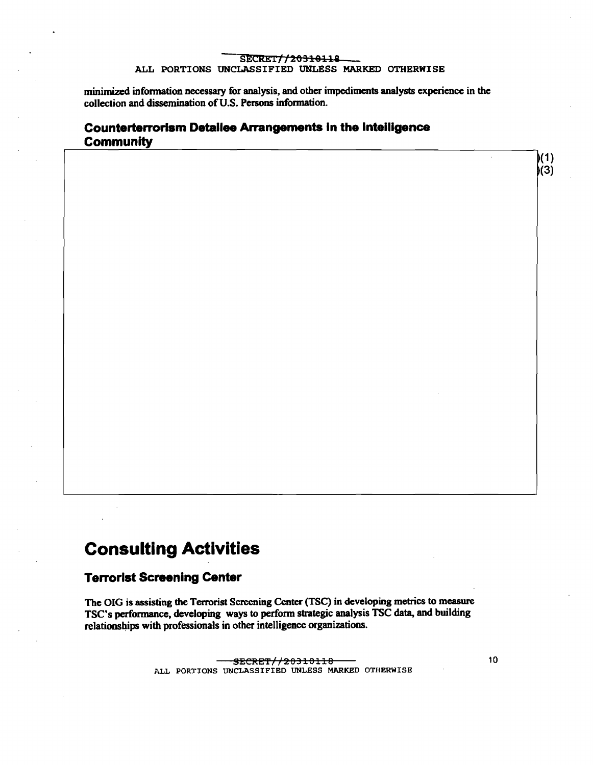minimized information necessary for analysis, and other impediments analysts experience in the collection and dissemination of U.S. Persons information.

### Counterterrorism Detailee Arrangements in the Intelligence Community

(b)(1)
(b)(3)

# Consulting Activities

### Terrorist Screening Center

The OIG is assisting the Terrorist Screening Center (TSC) in developing metrics to measure TSC's performance, developing ways to perform strategic analysis TSC data, and building relationships with professionals in other intelligence organizations.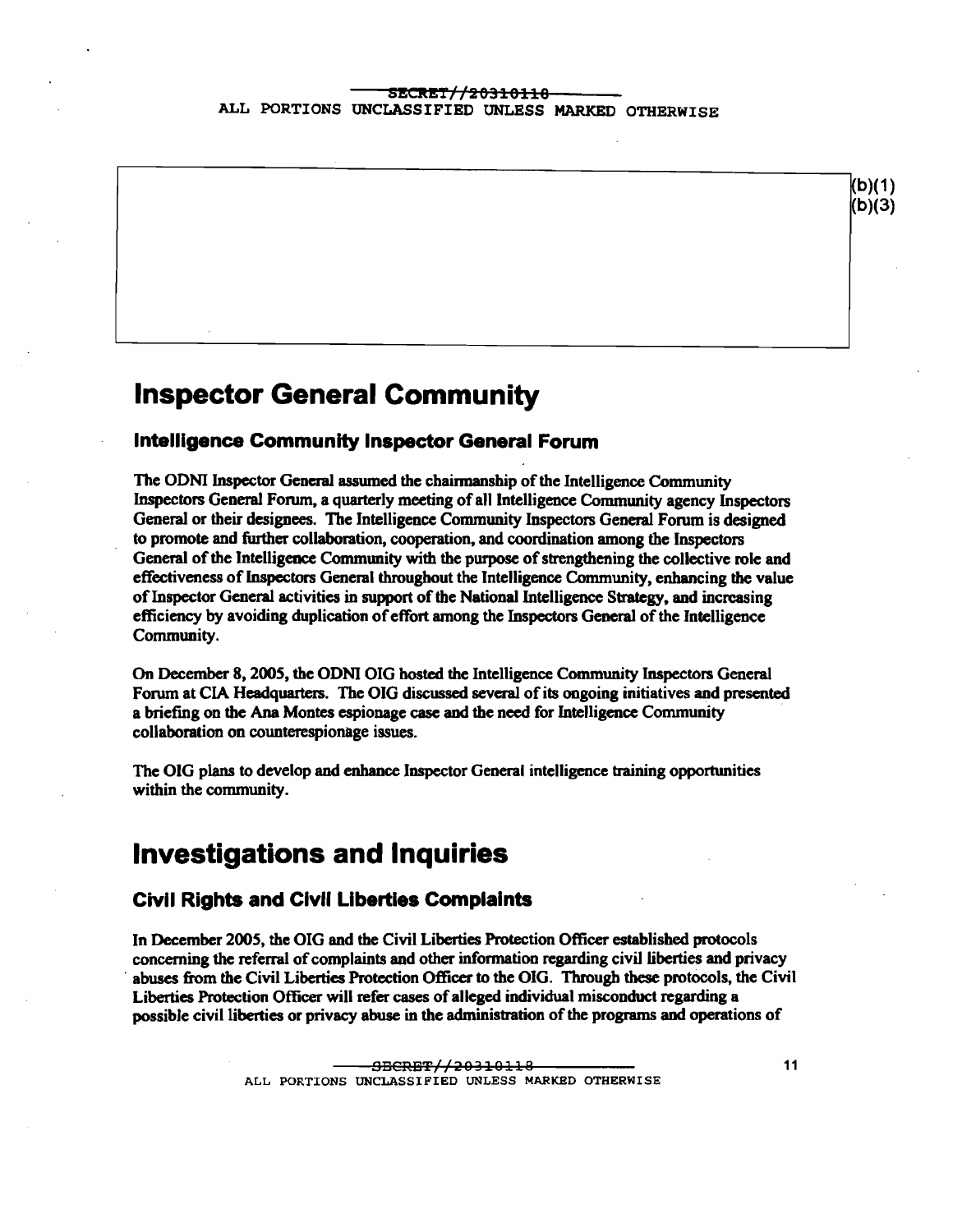(b)(1)
(b)(3)

# Inspector General Community

## Intelligence Community Inspector General Forum

The ODNI Inspector General assumed the chairmanship of the Intelligence Community Inspectors General Forum, a quarterly meeting of all Intelligence Community agency Inspectors General or their designees. The Intelligence Community Inspectors General Forum is designed to promote and further collaboration, cooperation, and coordination among the Inspectors General of the Intelligence Community with the purpose of strengthening the collective role and effectiveness of Inspectors General throughout the Intelligence Community, enhancing the value of Inspector General activities in support of the National Intelligence Strategy, and increasing efficiency by avoiding duplication of effort among the Inspectors General of the Intelligence Community.

On December 8, 2005, the ODNI OIG hosted the Intelligence Community Inspectors General Forum at CIA Headquarters. The OIG discussed several of its ongoing initiatives and presented a briefing on the Ana Montes espionage case and the need for Intelligence Community collaboration on counterespionage issues.

The OIG plans to develop and enhance Inspector General intelligence training opportunities within the community.

# Investigations and Inquiries

## Civil Rights and Civil Liberties Complaints

In December 2005, the OIG and the Civil Liberties Protection Officer established protocols concerning the referral of complaints and other information regarding civil liberties and privacy abuses from the Civil Liberties Protection Officer to the OIG. Through these protocols, the Civil Liberties Protection Officer will refer cases of alleged individual misconduct regarding a possible civil liberties or privacy abuse in the administration of the programs and operations of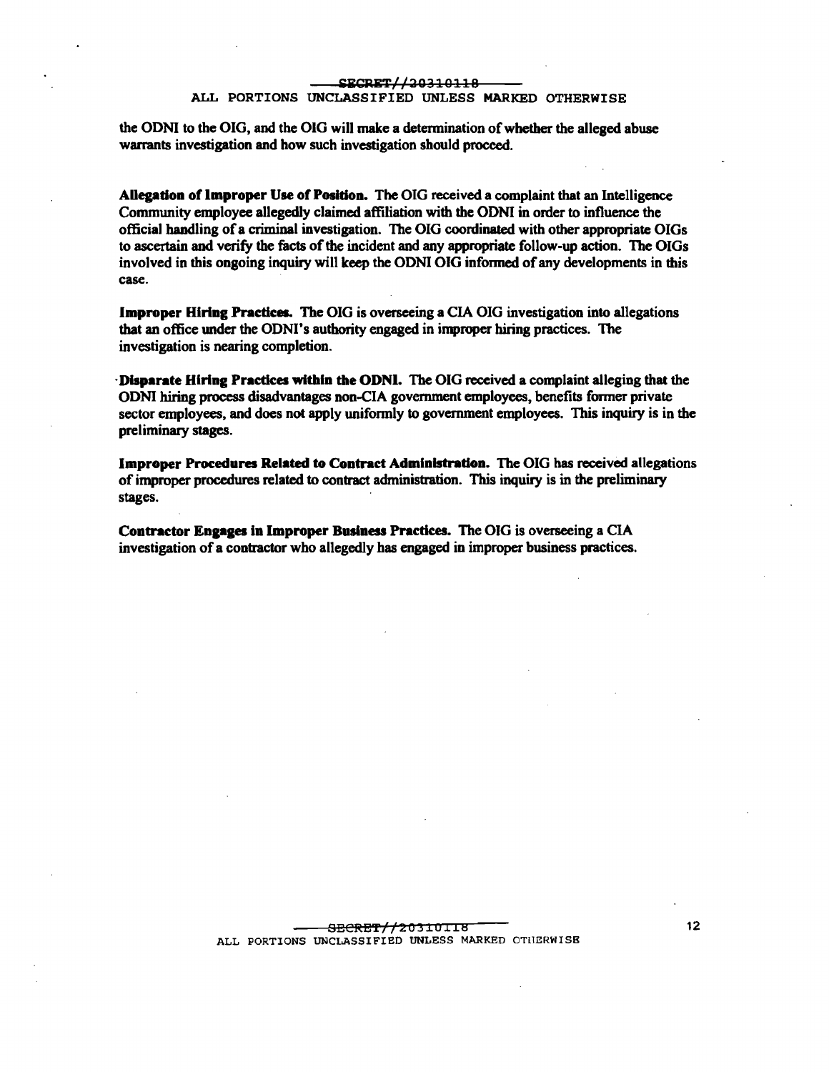the ODNI to the OIG, and the OIG will make a determination of whether the alleged abuse warrants investigation and how such investigation should proceed.

**Allegation of Improper Use of Position.** The OIG received a complaint that an Intelligence Community employee allegedly claimed affiliation with the ODNI in order to influence the official handling of a criminal investigation. The OIG coordinated with other appropriate OIGs to ascertain and verify the facts of the incident and any appropriate follow-up action. The OIGs involved in this ongoing inquiry will keep the ODNI OIG informed of any developments in this case.

**Improper Hiring Practices.** The OIG is overseeing a CIA OIG investigation into allegations that an office under the ODNI's authority engaged in improper hiring practices. The investigation is nearing completion.

**Disparate Hiring Practices within the ODNI.** The OIG received a complaint alleging that the ODNI hiring process disadvantages non-CIA government employees, benefits former private sector employees, and does not apply uniformly to government employees. This inquiry is in the preliminary stages.

**Improper Procedures Related to Contract Administration.** The OIG has received allegations of improper procedures related to contract administration. This inquiry is in the preliminary stages.

**Contractor Engages in Improper Business Practices.** The OIG is overseeing a CIA investigation of a contractor who allegedly has engaged in improper business practices.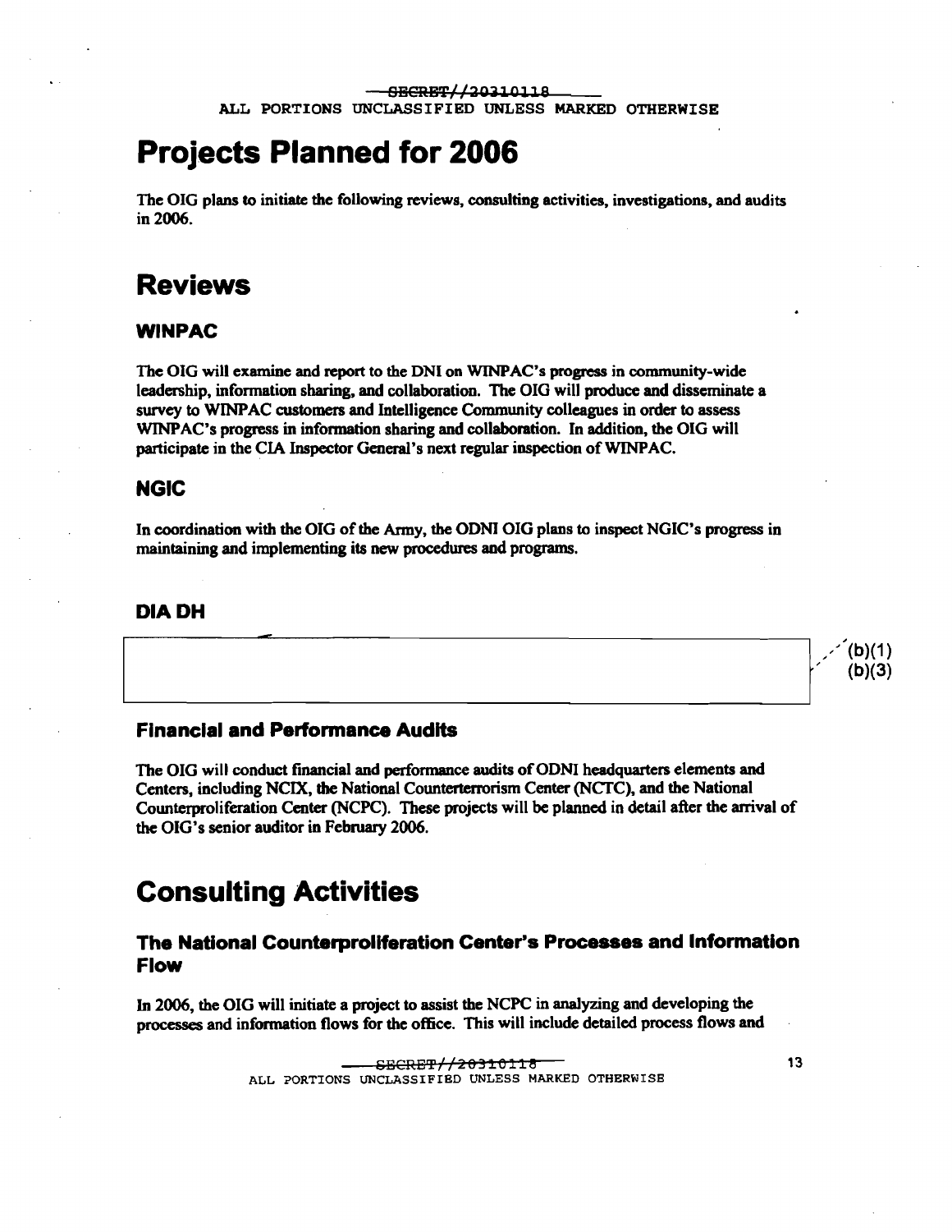# Projects Planned for 2006

The OIG plans to initiate the following reviews, consulting activities, investigations, and audits in 2006.

# Reviews

### WINPAC

The OIG will examine and report to the DNI on WINPAC's progress in community-wide leadership, information sharing, and collaboration. The OIG will produce and disseminate a survey to WINPAC customers and Intelligence Community colleagues in order to assess WINPAC's progress in information sharing and collaboration. In addition, the OIG will participate in the CIA Inspector General's next regular inspection of WINPAC.

### NGIC

In coordination with the OIG of the Army, the ODNI OIG plans to inspect NGIC's progress in maintaining and implementing its new procedures and programs.

### DIA DH

(b)(1)
(b)(3)

### Financial and Performance Audits

The OIG will conduct financial and performance audits of ODNI headquarters elements and Centers, including NCIX, the National Counterterrorism Center (NCTC), and the National Counterproliferation Center (NCPC). These projects will be planned in detail after the arrival of the OIG's senior auditor in February 2006.

# Consulting Activities

### The National Counterproliferation Center's Processes and Information Flow

In 2006, the OIG will initiate a project to assist the NCPC in analyzing and developing the processes and information flows for the office. This will include detailed process flows and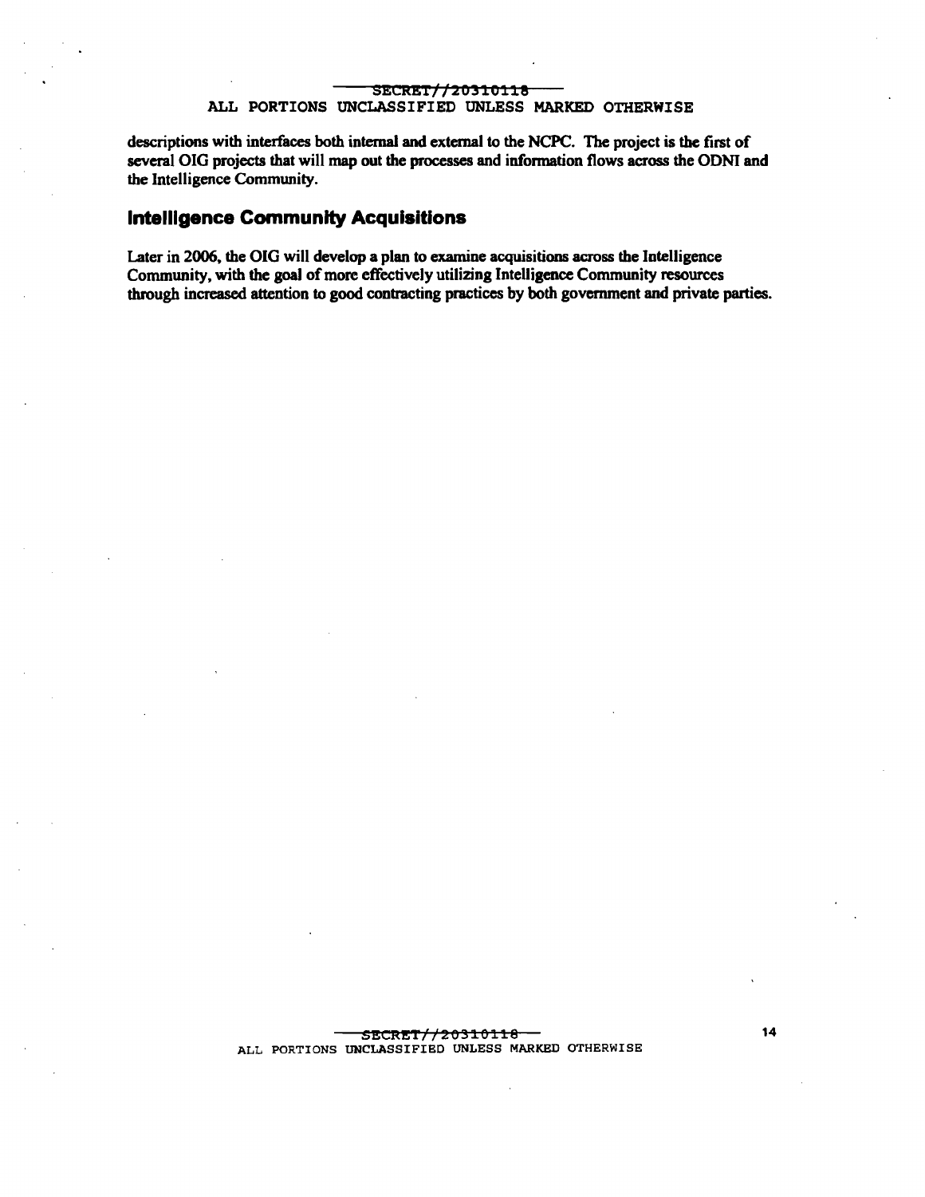descriptions with interfaces both internal and external to the NCPC. The project is the first of several OIG projects that will map out the processes and information flows across the ODNI and the Intelligence Community.

## Intelligence Community Acquisitions

Later in 2006, the OIG will develop a plan to examine acquisitions across the Intelligence Community, with the goal of more effectively utilizing Intelligence Community resources through increased attention to good contracting practices by both government and private parties.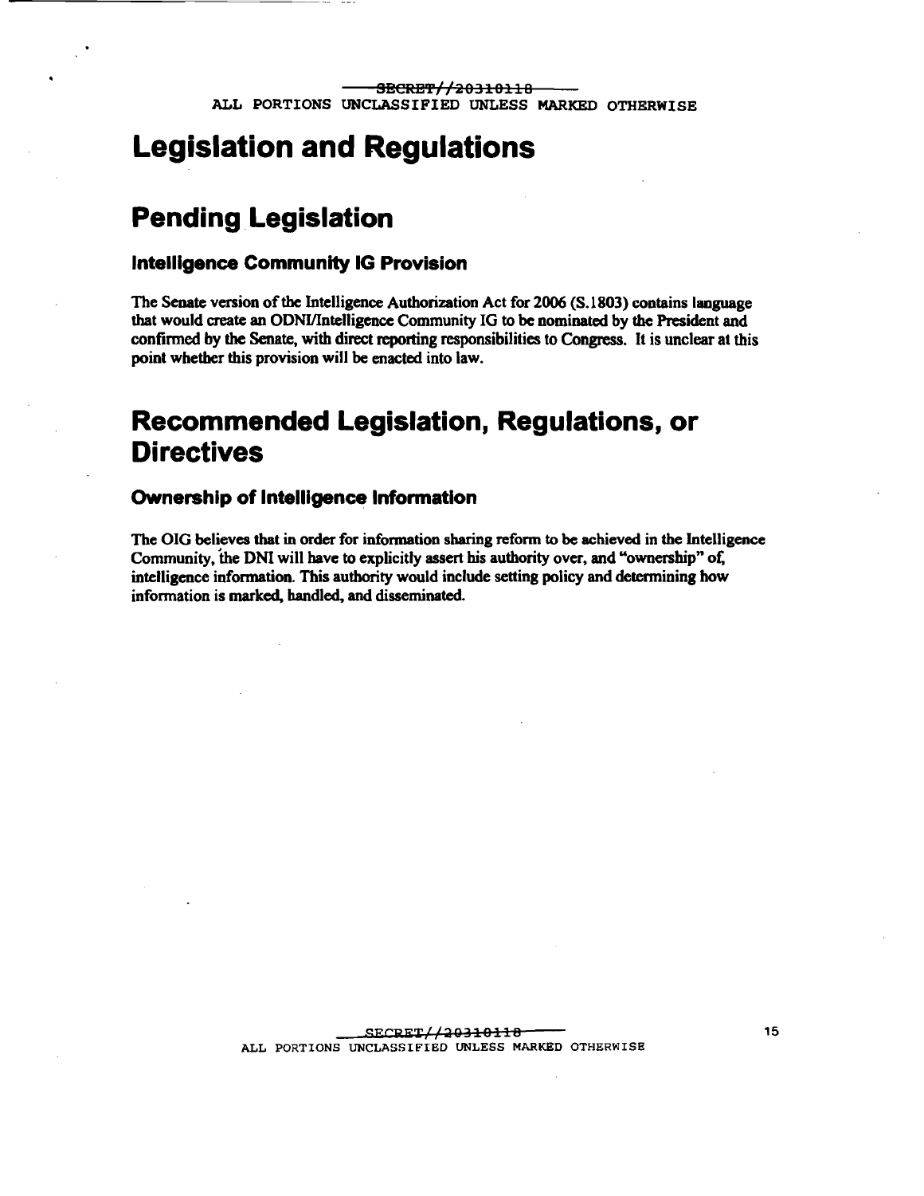# Legislation and Regulations

## Pending Legislation

### Intelligence Community IG Provision

The Senate version of the Intelligence Authorization Act for 2006 (S.1803) contains language that would create an ODNI/Intelligence Community IG to be nominated by the President and confirmed by the Senate, with direct reporting responsibilities to Congress. It is unclear at this point whether this provision will be enacted into law.

## Recommended Legislation, Regulations, or Directives

### Ownership of Intelligence Information

The OIG believes that in order for information sharing reform to be achieved in the Intelligence Community, the DNI will have to explicitly assert his authority over, and "ownership" of, intelligence information. This authority would include setting policy and determining how information is marked, handled, and disseminated.